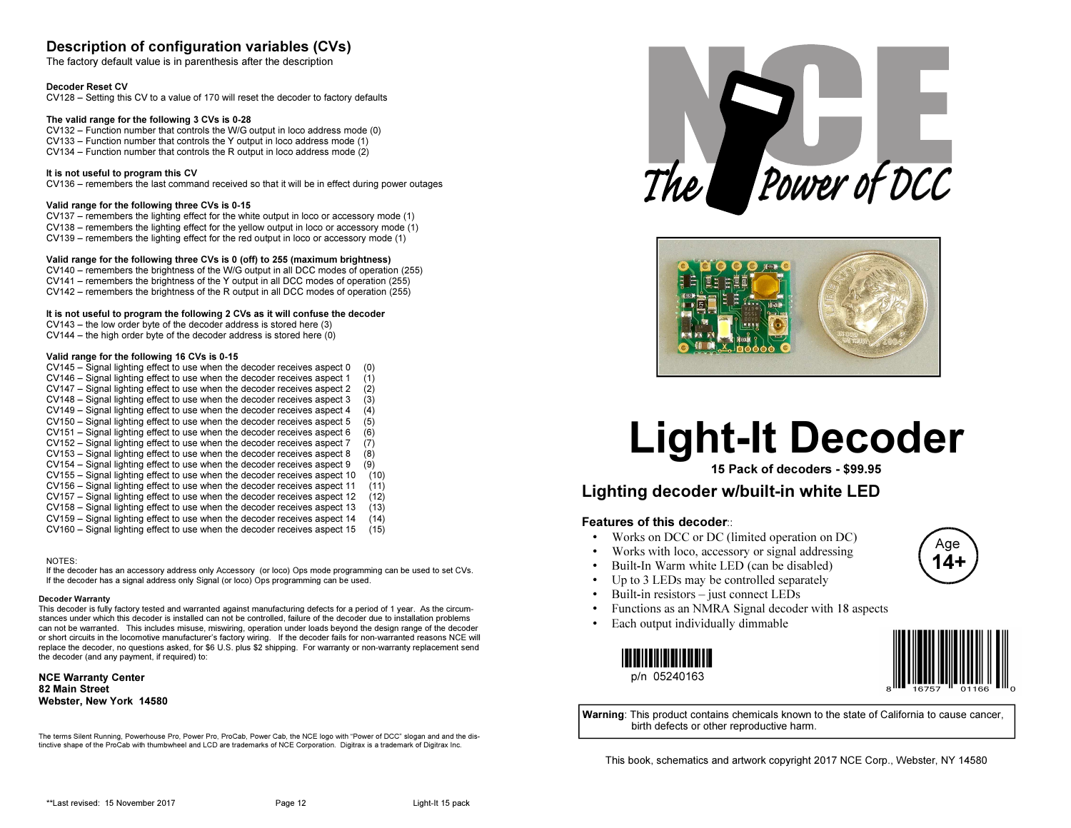## Description of configuration variables (CVs)

The factory default value is in parenthesis after the description

**Decoder Reset CV**
CV128 – Setting this CV to a value of 170 will reset the decoder to factory defaults

**The valid range for the following 3 CVs is 0-28**
CV132 – Function number that controls the W/G output in loco address mode (0)
CV133 – Function number that controls the Y output in loco address mode (1)
CV134 – Function number that controls the R output in loco address mode (2)

**It is not useful to program this CV**
CV136 – remembers the last command received so that it will be in effect during power outages

**Valid range for the following three CVs is 0-15**
CV137 – remembers the lighting effect for the white output in loco or accessory mode (1)
CV138 – remembers the lighting effect for the yellow output in loco or accessory mode (1)
CV139 – remembers the lighting effect for the red output in loco or accessory mode (1)

**Valid range for the following three CVs is 0 (off) to 255 (maximum brightness)**
CV140 – remembers the brightness of the W/G output in all DCC modes of operation (255)
CV141 – remembers the brightness of the Y output in all DCC modes of operation (255)
CV142 – remembers the brightness of the R output in all DCC modes of operation (255)

**It is not useful to program the following 2 CVs as it will confuse the decoder**
CV143 – the low order byte of the decoder address is stored here (3)
CV144 – the high order byte of the decoder address is stored here (0)

**Valid range for the following 16 CVs is 0-15**
CV145 – Signal lighting effect to use when the decoder receives aspect 0 (0)
CV146 – Signal lighting effect to use when the decoder receives aspect 1 (1)
CV147 – Signal lighting effect to use when the decoder receives aspect 2 (2)
CV148 – Signal lighting effect to use when the decoder receives aspect 3 (3)
CV149 – Signal lighting effect to use when the decoder receives aspect 4 (4)
CV150 – Signal lighting effect to use when the decoder receives aspect 5 (5)
CV151 – Signal lighting effect to use when the decoder receives aspect 6 (6)
CV152 – Signal lighting effect to use when the decoder receives aspect 7 (7)
CV153 – Signal lighting effect to use when the decoder receives aspect 8 (8)
CV154 – Signal lighting effect to use when the decoder receives aspect 9 (9)
CV155 – Signal lighting effect to use when the decoder receives aspect 10 (10)
CV156 – Signal lighting effect to use when the decoder receives aspect 11 (11)
CV157 – Signal lighting effect to use when the decoder receives aspect 12 (12)
CV158 – Signal lighting effect to use when the decoder receives aspect 13 (13)
CV159 – Signal lighting effect to use when the decoder receives aspect 14 (14)
CV160 – Signal lighting effect to use when the decoder receives aspect 15 (15)

NOTES:
If the decoder has an accessory address only Accessory (or loco) Ops mode programming can be used to set CVs.
If the decoder has a signal address only Signal (or loco) Ops programming can be used.

**Decoder Warranty**
This decoder is fully factory tested and warranted against manufacturing defects for a period of 1 year. As the circumstances under which this decoder is installed can not be controlled, failure of the decoder due to installation problems can not be warranted. This includes misuse, miswiring, operation under loads beyond the design range of the decoder or short circuits in the locomotive manufacturer's factory wiring. If the decoder fails for non-warranted reasons NCE will replace the decoder, no questions asked, for $6 U.S. plus $2 shipping. For warranty or non-warranty replacement send the decoder (and any payment, if required) to:

**NCE Warranty Center**
**82 Main Street**
**Webster, New York 14580**

The terms Silent Running, Powerhouse Pro, Power Pro, ProCab, Power Cab, the NCE logo with "Power of DCC" slogan and and the distinctive shape of the ProCab with thumbwheel and LCD are trademarks of NCE Corporation. Digitrax is a trademark of Digitrax Inc.

**Last revised: 15 November 2017

NCE The Power of DCC

# Light-It Decoder

**15 Pack of decoders - $99.95**

## Lighting decoder w/built-in white LED

**Features of this decoder**::

- Works on DCC or DC (limited operation on DC)
- Works with loco, accessory or signal addressing
- Built-In Warm white LED (can be disabled)
- Up to 3 LEDs may be controlled separately
- Built-in resistors – just connect LEDs
- Functions as an NMRA Signal decoder with 18 aspects
- Each output individually dimmable

Age 14+

p/n 05240163

8 16757 01166 0

**Warning**: This product contains chemicals known to the state of California to cause cancer, birth defects or other reproductive harm.

This book, schematics and artwork copyright 2017 NCE Corp., Webster, NY 14580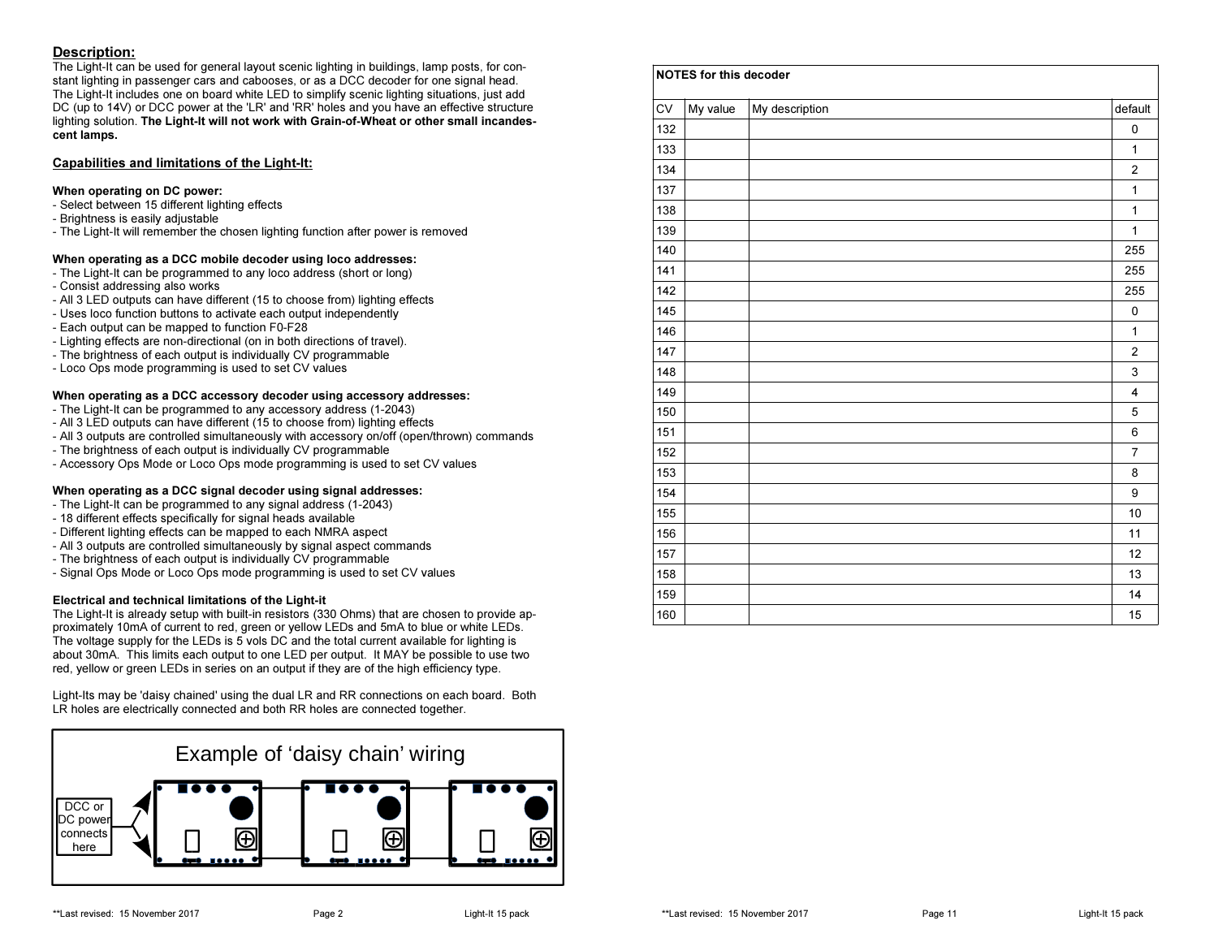## Description:

The Light-It can be used for general layout scenic lighting in buildings, lamp posts, for constant lighting in passenger cars and cabooses, or as a DCC decoder for one signal head. The Light-It includes one on board white LED to simplify scenic lighting situations, just add DC (up to 14V) or DCC power at the 'LR' and 'RR' holes and you have an effective structure lighting solution. **The Light-It will not work with Grain-of-Wheat or other small incandescent lamps.**

## Capabilities and limitations of the Light-It:

**When operating on DC power:**

- Select between 15 different lighting effects
- Brightness is easily adjustable
- The Light-It will remember the chosen lighting function after power is removed

**When operating as a DCC mobile decoder using loco addresses:**

- The Light-It can be programmed to any loco address (short or long)
- Consist addressing also works
- All 3 LED outputs can have different (15 to choose from) lighting effects
- Uses loco function buttons to activate each output independently
- Each output can be mapped to function F0-F28
- Lighting effects are non-directional (on in both directions of travel).
- The brightness of each output is individually CV programmable
- Loco Ops mode programming is used to set CV values

**When operating as a DCC accessory decoder using accessory addresses:**

- The Light-It can be programmed to any accessory address (1-2043)
- All 3 LED outputs can have different (15 to choose from) lighting effects
- All 3 outputs are controlled simultaneously with accessory on/off (open/thrown) commands
- The brightness of each output is individually CV programmable
- Accessory Ops Mode or Loco Ops mode programming is used to set CV values

**When operating as a DCC signal decoder using signal addresses:**

- The Light-It can be programmed to any signal address (1-2043)
- 18 different effects specifically for signal heads available
- Different lighting effects can be mapped to each NMRA aspect
- All 3 outputs are controlled simultaneously by signal aspect commands
- The brightness of each output is individually CV programmable
- Signal Ops Mode or Loco Ops mode programming is used to set CV values

**Electrical and technical limitations of the Light-it**

The Light-It is already setup with built-in resistors (330 Ohms) that are chosen to provide approximately 10mA of current to red, green or yellow LEDs and 5mA to blue or white LEDs. The voltage supply for the LEDs is 5 vols DC and the total current available for lighting is about 30mA. This limits each output to one LED per output. It MAY be possible to use two red, yellow or green LEDs in series on an output if they are of the high efficiency type.

Light-Its may be 'daisy chained' using the dual LR and RR connections on each board. Both LR holes are electrically connected and both RR holes are connected together.

Example of ‘daisy chain’ wiring

DCC or DC power connects here

**NOTES for this decoder**

| CV | My value | My description | default |
|---|---|---|---|
| 132 | | | 0 |
| 133 | | | 1 |
| 134 | | | 2 |
| 137 | | | 1 |
| 138 | | | 1 |
| 139 | | | 1 |
| 140 | | | 255 |
| 141 | | | 255 |
| 142 | | | 255 |
| 145 | | | 0 |
| 146 | | | 1 |
| 147 | | | 2 |
| 148 | | | 3 |
| 149 | | | 4 |
| 150 | | | 5 |
| 151 | | | 6 |
| 152 | | | 7 |
| 153 | | | 8 |
| 154 | | | 9 |
| 155 | | | 10 |
| 156 | | | 11 |
| 157 | | | 12 |
| 158 | | | 13 |
| 159 | | | 14 |
| 160 | | | 15 |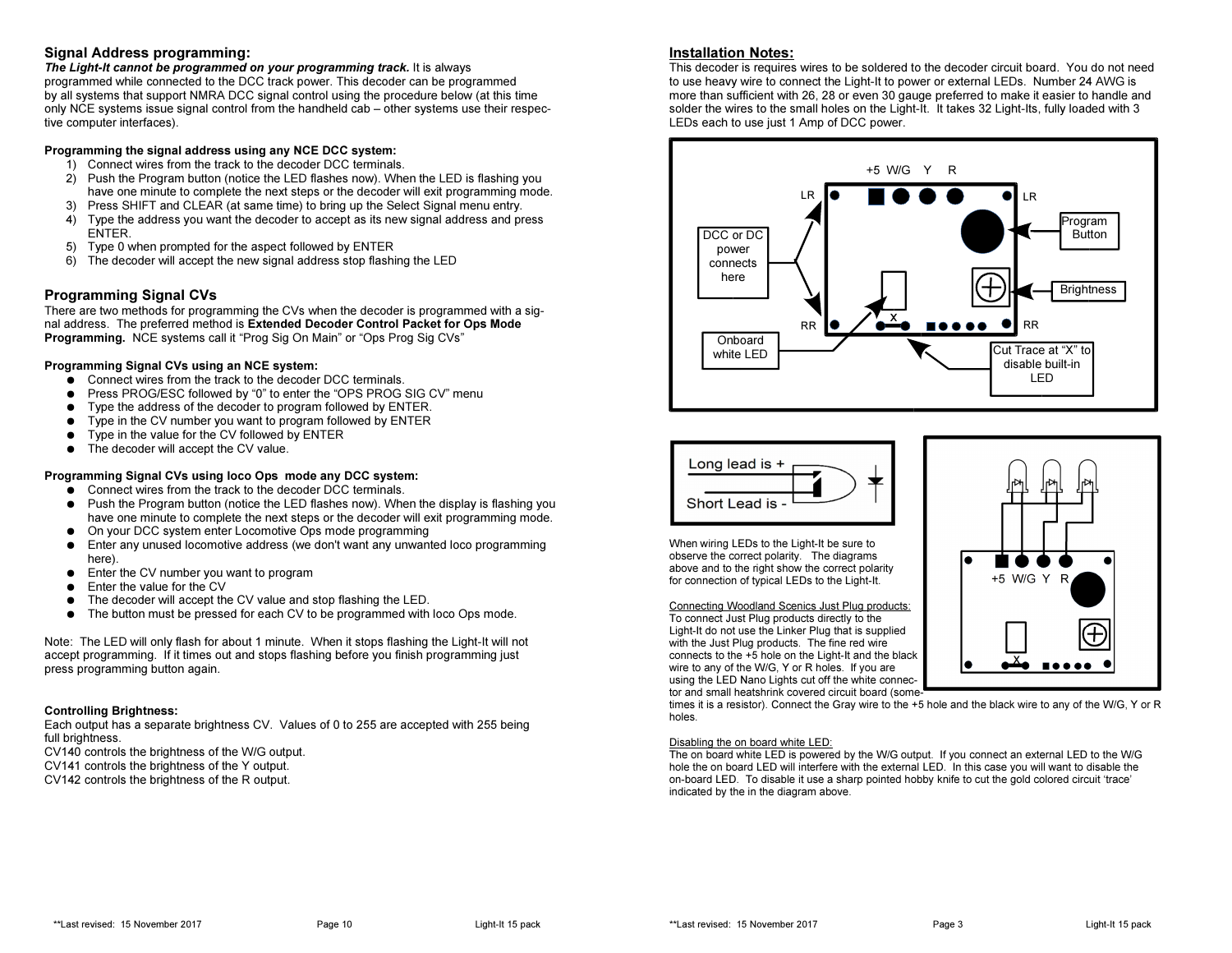## Signal Address programming:

***The Light-It cannot be programmed on your programming track.*** It is always programmed while connected to the DCC track power. This decoder can be programmed by all systems that support NMRA DCC signal control using the procedure below (at this time only NCE systems issue signal control from the handheld cab – other systems use their respective computer interfaces).

**Programming the signal address using any NCE DCC system:**

1) Connect wires from the track to the decoder DCC terminals.
2) Push the Program button (notice the LED flashes now). When the LED is flashing you have one minute to complete the next steps or the decoder will exit programming mode.
3) Press SHIFT and CLEAR (at same time) to bring up the Select Signal menu entry.
4) Type the address you want the decoder to accept as its new signal address and press ENTER.
5) Type 0 when prompted for the aspect followed by ENTER
6) The decoder will accept the new signal address stop flashing the LED

## Programming Signal CVs

There are two methods for programming the CVs when the decoder is programmed with a signal address. The preferred method is **Extended Decoder Control Packet for Ops Mode Programming.** NCE systems call it "Prog Sig On Main" or "Ops Prog Sig CVs"

**Programming Signal CVs using an NCE system:**

- Connect wires from the track to the decoder DCC terminals.
- Press PROG/ESC followed by "0" to enter the "OPS PROG SIG CV" menu
- Type the address of the decoder to program followed by ENTER.
- Type in the CV number you want to program followed by ENTER
- Type in the value for the CV followed by ENTER
- The decoder will accept the CV value.

**Programming Signal CVs using loco Ops mode any DCC system:**

- Connect wires from the track to the decoder DCC terminals.
- Push the Program button (notice the LED flashes now). When the display is flashing you have one minute to complete the next steps or the decoder will exit programming mode.
- On your DCC system enter Locomotive Ops mode programming
- Enter any unused locomotive address (we don't want any unwanted loco programming here).
- Enter the CV number you want to program
- Enter the value for the CV
- The decoder will accept the CV value and stop flashing the LED.
- The button must be pressed for each CV to be programmed with loco Ops mode.

Note: The LED will only flash for about 1 minute. When it stops flashing the Light-It will not accept programming. If it times out and stops flashing before you finish programming just press programming button again.

**Controlling Brightness:**

Each output has a separate brightness CV. Values of 0 to 255 are accepted with 255 being full brightness.

CV140 controls the brightness of the W/G output.
CV141 controls the brightness of the Y output.
CV142 controls the brightness of the R output.

## Installation Notes:

This decoder is requires wires to be soldered to the decoder circuit board. You do not need to use heavy wire to connect the Light-It to power or external LEDs. Number 24 AWG is more than sufficient with 26, 28 or even 30 gauge preferred to make it easier to handle and solder the wires to the small holes on the Light-It. It takes 32 Light-Its, fully loaded with 3 LEDs each to use just 1 Amp of DCC power.

+5 W/G Y R

LR LR

DCC or DC power connects here

Program Button

Brightness

RR RR

Onboard white LED

Cut Trace at "X" to disable built-in LED

Long lead is +

Short Lead is -

+5 W/G Y R

When wiring LEDs to the Light-It be sure to observe the correct polarity. The diagrams above and to the right show the correct polarity for connection of typical LEDs to the Light-It.

Connecting Woodland Scenics Just Plug products:
To connect Just Plug products directly to the Light-It do not use the Linker Plug that is supplied with the Just Plug products. The fine red wire connects to the +5 hole on the Light-It and the black wire to any of the W/G, Y or R holes. If you are using the LED Nano Lights cut off the white connector and small heatshrink covered circuit board (sometimes it is a resistor). Connect the Gray wire to the +5 hole and the black wire to any of the W/G, Y or R holes.

Disabling the on board white LED:
The on board white LED is powered by the W/G output. If you connect an external LED to the W/G hole the on board LED will interfere with the external LED. In this case you will want to disable the on-board LED. To disable it use a sharp pointed hobby knife to cut the gold colored circuit 'trace' indicated by the in the diagram above.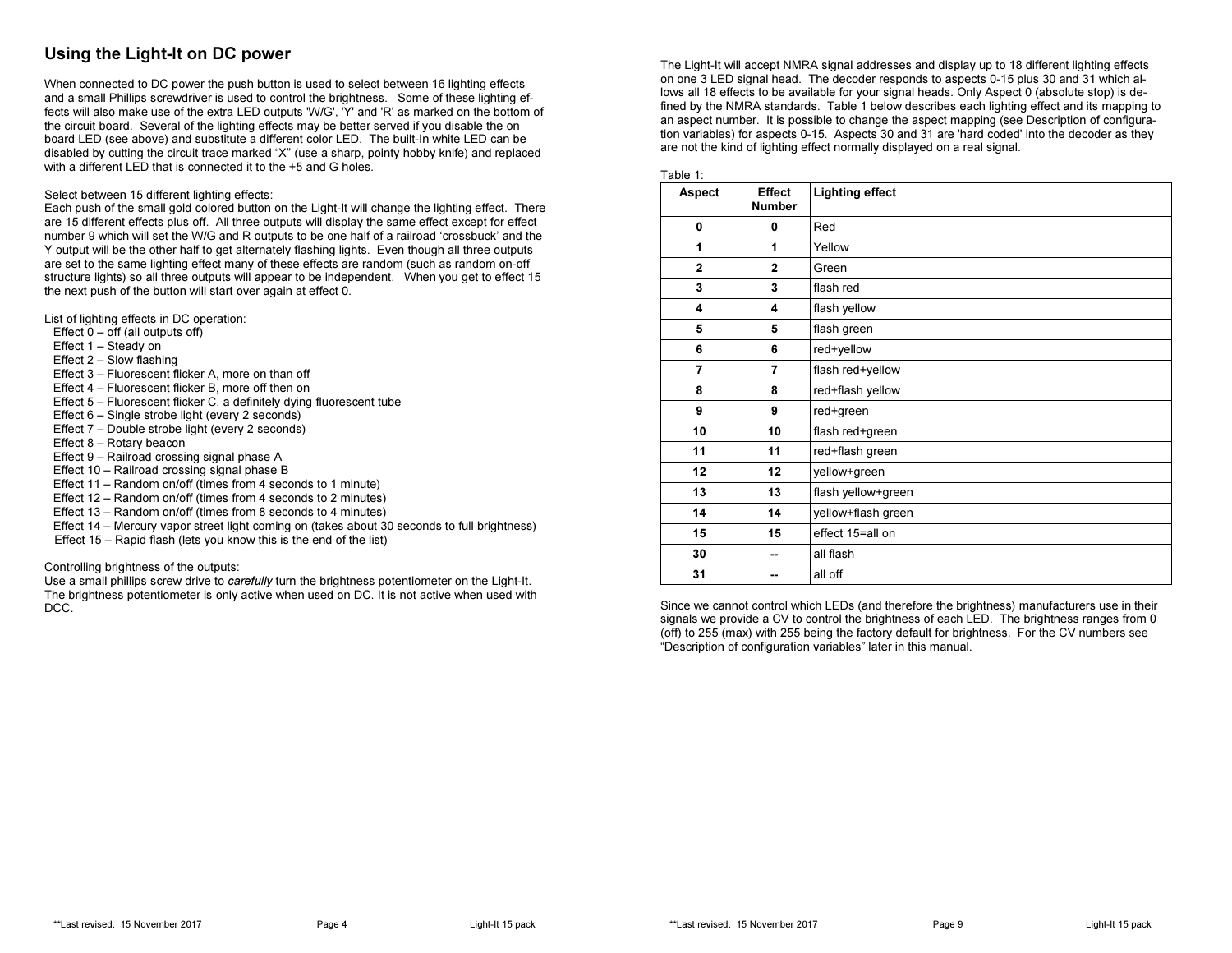## Using the Light-It on DC power

When connected to DC power the push button is used to select between 16 lighting effects and a small Phillips screwdriver is used to control the brightness. Some of these lighting effects will also make use of the extra LED outputs 'W/G', 'Y' and 'R' as marked on the bottom of the circuit board. Several of the lighting effects may be better served if you disable the on board LED (see above) and substitute a different color LED. The built-In white LED can be disabled by cutting the circuit trace marked "X" (use a sharp, pointy hobby knife) and replaced with a different LED that is connected it to the +5 and G holes.

Select between 15 different lighting effects:
Each push of the small gold colored button on the Light-It will change the lighting effect. There are 15 different effects plus off. All three outputs will display the same effect except for effect number 9 which will set the W/G and R outputs to be one half of a railroad 'crossbuck' and the Y output will be the other half to get alternately flashing lights. Even though all three outputs are set to the same lighting effect many of these effects are random (such as random on-off structure lights) so all three outputs will appear to be independent. When you get to effect 15 the next push of the button will start over again at effect 0.

List of lighting effects in DC operation:

- Effect 0 – off (all outputs off)
- Effect 1 – Steady on
- Effect 2 – Slow flashing
- Effect 3 – Fluorescent flicker A, more on than off
- Effect 4 – Fluorescent flicker B, more off then on
- Effect 5 – Fluorescent flicker C, a definitely dying fluorescent tube
- Effect 6 – Single strobe light (every 2 seconds)
- Effect 7 – Double strobe light (every 2 seconds)
- Effect 8 – Rotary beacon
- Effect 9 – Railroad crossing signal phase A
- Effect 10 – Railroad crossing signal phase B
- Effect 11 – Random on/off (times from 4 seconds to 1 minute)
- Effect 12 – Random on/off (times from 4 seconds to 2 minutes)
- Effect 13 – Random on/off (times from 8 seconds to 4 minutes)
- Effect 14 – Mercury vapor street light coming on (takes about 30 seconds to full brightness)
- Effect 15 – Rapid flash (lets you know this is the end of the list)

Controlling brightness of the outputs:
Use a small phillips screw drive to ***carefully*** turn the brightness potentiometer on the Light-It. The brightness potentiometer is only active when used on DC. It is not active when used with DCC.

The Light-It will accept NMRA signal addresses and display up to 18 different lighting effects on one 3 LED signal head. The decoder responds to aspects 0-15 plus 30 and 31 which allows all 18 effects to be available for your signal heads. Only Aspect 0 (absolute stop) is defined by the NMRA standards. Table 1 below describes each lighting effect and its mapping to an aspect number. It is possible to change the aspect mapping (see Description of configuration variables) for aspects 0-15. Aspects 30 and 31 are 'hard coded' into the decoder as they are not the kind of lighting effect normally displayed on a real signal.

Table 1:

| Aspect | Effect Number | Lighting effect |
|---|---|---|
| 0 | 0 | Red |
| 1 | 1 | Yellow |
| 2 | 2 | Green |
| 3 | 3 | flash red |
| 4 | 4 | flash yellow |
| 5 | 5 | flash green |
| 6 | 6 | red+yellow |
| 7 | 7 | flash red+yellow |
| 8 | 8 | red+flash yellow |
| 9 | 9 | red+green |
| 10 | 10 | flash red+green |
| 11 | 11 | red+flash green |
| 12 | 12 | yellow+green |
| 13 | 13 | flash yellow+green |
| 14 | 14 | yellow+flash green |
| 15 | 15 | effect 15=all on |
| 30 | -- | all flash |
| 31 | -- | all off |

Since we cannot control which LEDs (and therefore the brightness) manufacturers use in their signals we provide a CV to control the brightness of each LED. The brightness ranges from 0 (off) to 255 (max) with 255 being the factory default for brightness. For the CV numbers see "Description of configuration variables" later in this manual.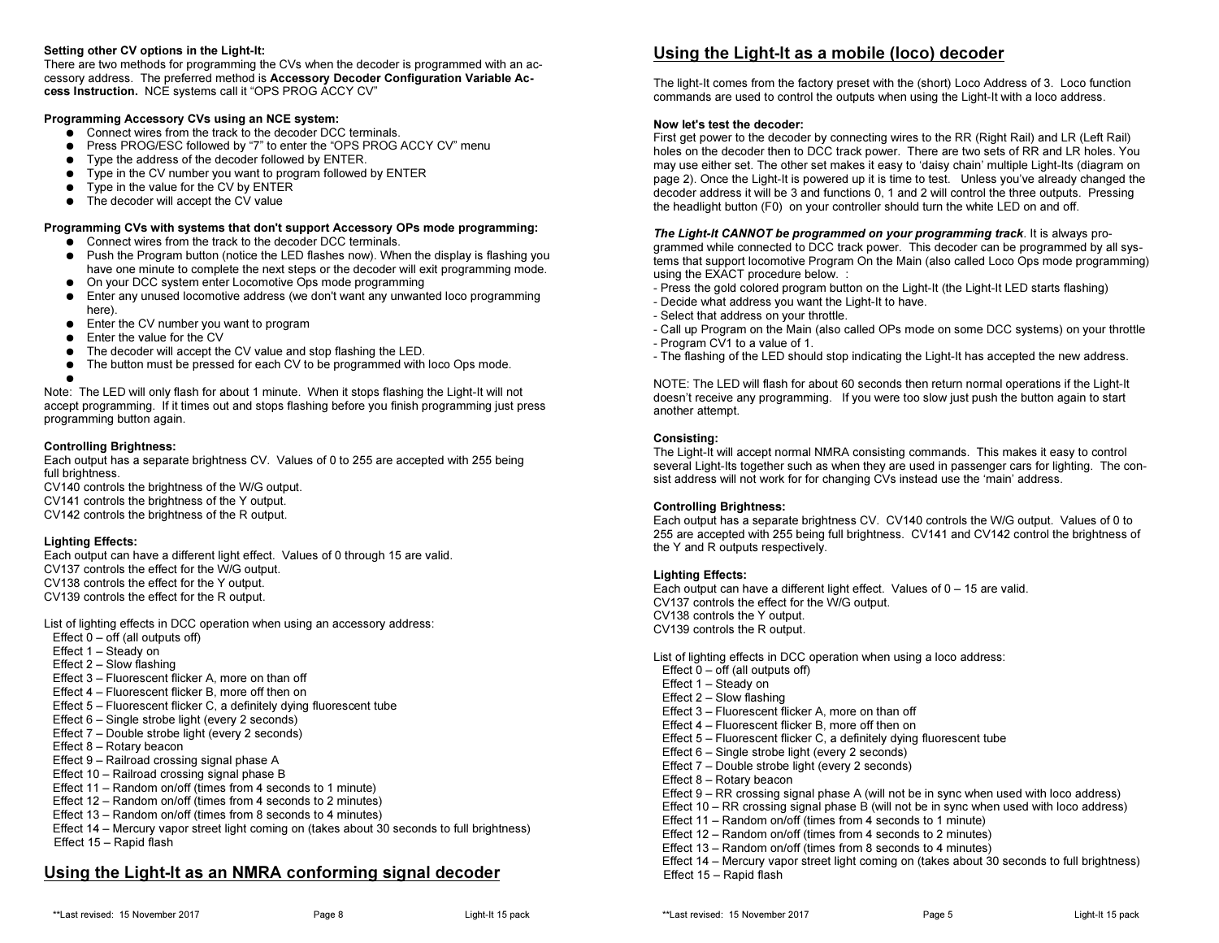### Setting other CV options in the Light-It:

There are two methods for programming the CVs when the decoder is programmed with an accessory address. The preferred method is **Accessory Decoder Configuration Variable Access Instruction.** NCE systems call it "OPS PROG ACCY CV"

### Programming Accessory CVs using an NCE system:

- Connect wires from the track to the decoder DCC terminals.
- Press PROG/ESC followed by "7" to enter the "OPS PROG ACCY CV" menu
- Type the address of the decoder followed by ENTER.
- Type in the CV number you want to program followed by ENTER
- Type in the value for the CV by ENTER
- The decoder will accept the CV value

### Programming CVs with systems that don't support Accessory OPs mode programming:

- Connect wires from the track to the decoder DCC terminals.
- Push the Program button (notice the LED flashes now). When the display is flashing you have one minute to complete the next steps or the decoder will exit programming mode.
- On your DCC system enter Locomotive Ops mode programming
- Enter any unused locomotive address (we don't want any unwanted loco programming here).
- Enter the CV number you want to program
- Enter the value for the CV
- The decoder will accept the CV value and stop flashing the LED.
- The button must be pressed for each CV to be programmed with loco Ops mode.

Note: The LED will only flash for about 1 minute. When it stops flashing the Light-It will not accept programming. If it times out and stops flashing before you finish programming just press programming button again.

### Controlling Brightness:

Each output has a separate brightness CV. Values of 0 to 255 are accepted with 255 being full brightness.
CV140 controls the brightness of the W/G output.
CV141 controls the brightness of the Y output.
CV142 controls the brightness of the R output.

### Lighting Effects:

Each output can have a different light effect. Values of 0 through 15 are valid.
CV137 controls the effect for the W/G output.
CV138 controls the effect for the Y output.
CV139 controls the effect for the R output.

List of lighting effects in DCC operation when using an accessory address:

- Effect 0 – off (all outputs off)
- Effect 1 – Steady on
- Effect 2 – Slow flashing
- Effect 3 – Fluorescent flicker A, more on than off
- Effect 4 – Fluorescent flicker B, more off then on
- Effect 5 – Fluorescent flicker C, a definitely dying fluorescent tube
- Effect 6 – Single strobe light (every 2 seconds)
- Effect 7 – Double strobe light (every 2 seconds)
- Effect 8 – Rotary beacon
- Effect 9 – Railroad crossing signal phase A
- Effect 10 – Railroad crossing signal phase B
- Effect 11 – Random on/off (times from 4 seconds to 1 minute)
- Effect 12 – Random on/off (times from 4 seconds to 2 minutes)
- Effect 13 – Random on/off (times from 8 seconds to 4 minutes)
- Effect 14 – Mercury vapor street light coming on (takes about 30 seconds to full brightness)
- Effect 15 – Rapid flash

## Using the Light-It as an NMRA conforming signal decoder

## Using the Light-It as a mobile (loco) decoder

The light-It comes from the factory preset with the (short) Loco Address of 3. Loco function commands are used to control the outputs when using the Light-It with a loco address.

### Now let's test the decoder:

First get power to the decoder by connecting wires to the RR (Right Rail) and LR (Left Rail) holes on the decoder then to DCC track power. There are two sets of RR and LR holes. You may use either set. The other set makes it easy to 'daisy chain' multiple Light-Its (diagram on page 2). Once the Light-It is powered up it is time to test. Unless you've already changed the decoder address it will be 3 and functions 0, 1 and 2 will control the three outputs. Pressing the headlight button (F0) on your controller should turn the white LED on and off.

***The Light-It CANNOT be programmed on your programming track***. It is always programmed while connected to DCC track power. This decoder can be programmed by all systems that support locomotive Program On the Main (also called Loco Ops mode programming) using the EXACT procedure below. :

- Press the gold colored program button on the Light-It (the Light-It LED starts flashing)
- Decide what address you want the Light-It to have.
- Select that address on your throttle.
- Call up Program on the Main (also called OPs mode on some DCC systems) on your throttle
- Program CV1 to a value of 1.
- The flashing of the LED should stop indicating the Light-It has accepted the new address.

NOTE: The LED will flash for about 60 seconds then return normal operations if the Light-It doesn't receive any programming. If you were too slow just push the button again to start another attempt.

### Consisting:

The Light-It will accept normal NMRA consisting commands. This makes it easy to control several Light-Its together such as when they are used in passenger cars for lighting. The consist address will not work for for changing CVs instead use the 'main' address.

### Controlling Brightness:

Each output has a separate brightness CV. CV140 controls the W/G output. Values of 0 to 255 are accepted with 255 being full brightness. CV141 and CV142 control the brightness of the Y and R outputs respectively.

### Lighting Effects:

Each output can have a different light effect. Values of 0 – 15 are valid.
CV137 controls the effect for the W/G output.
CV138 controls the Y output.
CV139 controls the R output.

List of lighting effects in DCC operation when using a loco address:

- Effect 0 – off (all outputs off)
- Effect 1 – Steady on
- Effect 2 – Slow flashing
- Effect 3 – Fluorescent flicker A, more on than off
- Effect 4 – Fluorescent flicker B, more off then on
- Effect 5 – Fluorescent flicker C, a definitely dying fluorescent tube
- Effect 6 – Single strobe light (every 2 seconds)
- Effect 7 – Double strobe light (every 2 seconds)
- Effect 8 – Rotary beacon
- Effect 9 – RR crossing signal phase A (will not be in sync when used with loco address)
- Effect 10 – RR crossing signal phase B (will not be in sync when used with loco address)
- Effect 11 – Random on/off (times from 4 seconds to 1 minute)
- Effect 12 – Random on/off (times from 4 seconds to 2 minutes)
- Effect 13 – Random on/off (times from 8 seconds to 4 minutes)
- Effect 14 – Mercury vapor street light coming on (takes about 30 seconds to full brightness)
- Effect 15 – Rapid flash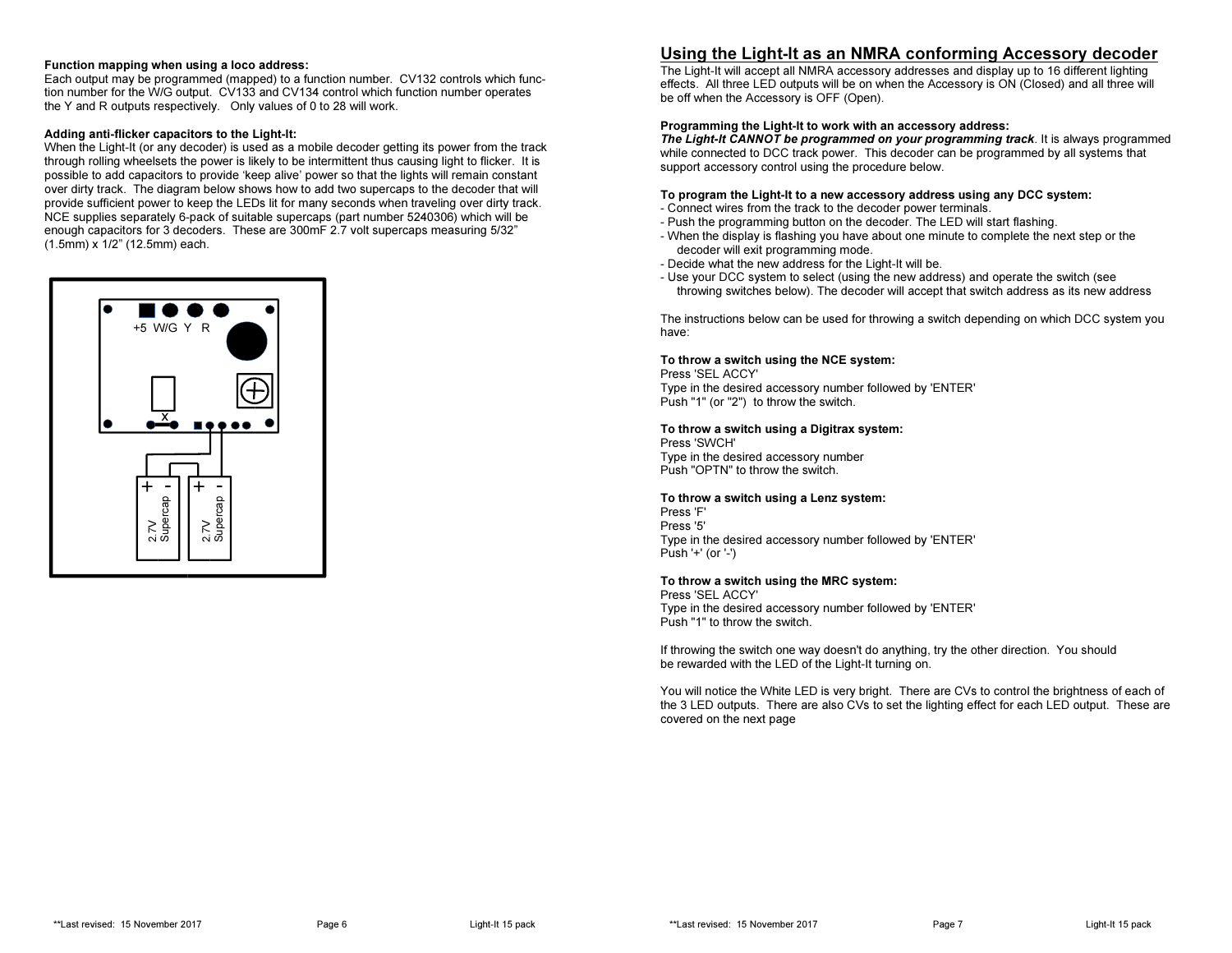**Function mapping when using a loco address:**
Each output may be programmed (mapped) to a function number. CV132 controls which function number for the W/G output. CV133 and CV134 control which function number operates the Y and R outputs respectively. Only values of 0 to 28 will work.

**Adding anti-flicker capacitors to the Light-It:**
When the Light-It (or any decoder) is used as a mobile decoder getting its power from the track through rolling wheelsets the power is likely to be intermittent thus causing light to flicker. It is possible to add capacitors to provide 'keep alive' power so that the lights will remain constant over dirty track. The diagram below shows how to add two supercaps to the decoder that will provide sufficient power to keep the LEDs lit for many seconds when traveling over dirty track. NCE supplies separately 6-pack of suitable supercaps (part number 5240306) which will be enough capacitors for 3 decoders. These are 300mF 2.7 volt supercaps measuring 5/32" (1.5mm) x 1/2" (12.5mm) each.

+5 W/G Y R

x

+ -
2.7V Supercap

+ -
2.7V Supercap

## Using the Light-It as an NMRA conforming Accessory decoder

The Light-It will accept all NMRA accessory addresses and display up to 16 different lighting effects. All three LED outputs will be on when the Accessory is ON (Closed) and all three will be off when the Accessory is OFF (Open).

**Programming the Light-It to work with an accessory address:**
***The Light-It CANNOT be programmed on your programming track***. It is always programmed while connected to DCC track power. This decoder can be programmed by all systems that support accessory control using the procedure below.

**To program the Light-It to a new accessory address using any DCC system:**
- Connect wires from the track to the decoder power terminals.
- Push the programming button on the decoder. The LED will start flashing.
- When the display is flashing you have about one minute to complete the next step or the decoder will exit programming mode.
- Decide what the new address for the Light-It will be.
- Use your DCC system to select (using the new address) and operate the switch (see throwing switches below). The decoder will accept that switch address as its new address

The instructions below can be used for throwing a switch depending on which DCC system you have:

**To throw a switch using the NCE system:**
Press 'SEL ACCY'
Type in the desired accessory number followed by 'ENTER'
Push "1" (or "2") to throw the switch.

**To throw a switch using a Digitrax system:**
Press 'SWCH'
Type in the desired accessory number
Push "OPTN" to throw the switch.

**To throw a switch using a Lenz system:**
Press 'F'
Press '5'
Type in the desired accessory number followed by 'ENTER'
Push '+' (or '-')

**To throw a switch using the MRC system:**
Press 'SEL ACCY'
Type in the desired accessory number followed by 'ENTER'
Push "1" to throw the switch.

If throwing the switch one way doesn't do anything, try the other direction. You should be rewarded with the LED of the Light-It turning on.

You will notice the White LED is very bright. There are CVs to control the brightness of each of the 3 LED outputs. There are also CVs to set the lighting effect for each LED output. These are covered on the next page